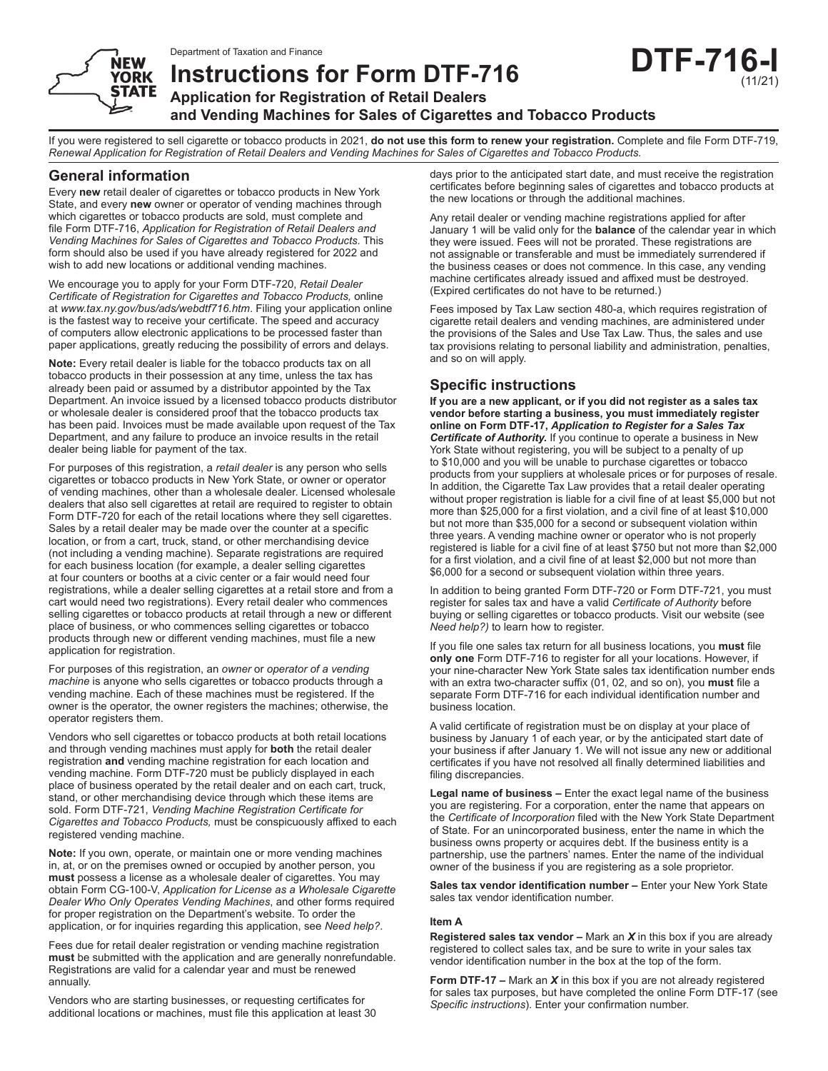Department of Taxation and Finance

# Instructions for Form DTF-716

**DTF-716-I** (11/21)

## Application for Registration of Retail Dealers and Vending Machines for Sales of Cigarettes and Tobacco Products

If you were registered to sell cigarette or tobacco products in 2021, **do not use this form to renew your registration.** Complete and file Form DTF-719, *Renewal Application for Registration of Retail Dealers and Vending Machines for Sales of Cigarettes and Tobacco Products.*

## General information

Every **new** retail dealer of cigarettes or tobacco products in New York State, and every **new** owner or operator of vending machines through which cigarettes or tobacco products are sold, must complete and file Form DTF-716, *Application for Registration of Retail Dealers and Vending Machines for Sales of Cigarettes and Tobacco Products.* This form should also be used if you have already registered for 2022 and wish to add new locations or additional vending machines.

We encourage you to apply for your Form DTF-720, *Retail Dealer Certificate of Registration for Cigarettes and Tobacco Products,* online at *www.tax.ny.gov/bus/ads/webdtf716.htm*. Filing your application online is the fastest way to receive your certificate. The speed and accuracy of computers allow electronic applications to be processed faster than paper applications, greatly reducing the possibility of errors and delays.

**Note:** Every retail dealer is liable for the tobacco products tax on all tobacco products in their possession at any time, unless the tax has already been paid or assumed by a distributor appointed by the Tax Department. An invoice issued by a licensed tobacco products distributor or wholesale dealer is considered proof that the tobacco products tax has been paid. Invoices must be made available upon request of the Tax Department, and any failure to produce an invoice results in the retail dealer being liable for payment of the tax.

For purposes of this registration, a *retail dealer* is any person who sells cigarettes or tobacco products in New York State, or owner or operator of vending machines, other than a wholesale dealer. Licensed wholesale dealers that also sell cigarettes at retail are required to register to obtain Form DTF-720 for each of the retail locations where they sell cigarettes. Sales by a retail dealer may be made over the counter at a specific location, or from a cart, truck, stand, or other merchandising device (not including a vending machine). Separate registrations are required for each business location (for example, a dealer selling cigarettes at four counters or booths at a civic center or a fair would need four registrations, while a dealer selling cigarettes at a retail store and from a cart would need two registrations). Every retail dealer who commences selling cigarettes or tobacco products at retail through a new or different place of business, or who commences selling cigarettes or tobacco products through new or different vending machines, must file a new application for registration.

For purposes of this registration, an *owner* or *operator of a vending machine* is anyone who sells cigarettes or tobacco products through a vending machine. Each of these machines must be registered. If the owner is the operator, the owner registers the machines; otherwise, the operator registers them.

Vendors who sell cigarettes or tobacco products at both retail locations and through vending machines must apply for **both** the retail dealer registration **and** vending machine registration for each location and vending machine. Form DTF-720 must be publicly displayed in each place of business operated by the retail dealer and on each cart, truck, stand, or other merchandising device through which these items are sold. Form DTF-721, *Vending Machine Registration Certificate for Cigarettes and Tobacco Products,* must be conspicuously affixed to each registered vending machine.

**Note:** If you own, operate, or maintain one or more vending machines in, at, or on the premises owned or occupied by another person, you **must** possess a license as a wholesale dealer of cigarettes. You may obtain Form CG-100-V, *Application for License as a Wholesale Cigarette Dealer Who Only Operates Vending Machines*, and other forms required for proper registration on the Department's website. To order the application, or for inquiries regarding this application, see *Need help?*.

Fees due for retail dealer registration or vending machine registration **must** be submitted with the application and are generally nonrefundable. Registrations are valid for a calendar year and must be renewed annually.

Vendors who are starting businesses, or requesting certificates for additional locations or machines, must file this application at least 30 days prior to the anticipated start date, and must receive the registration certificates before beginning sales of cigarettes and tobacco products at the new locations or through the additional machines.

Any retail dealer or vending machine registrations applied for after January 1 will be valid only for the **balance** of the calendar year in which they were issued. Fees will not be prorated. These registrations are not assignable or transferable and must be immediately surrendered if the business ceases or does not commence. In this case, any vending machine certificates already issued and affixed must be destroyed. (Expired certificates do not have to be returned.)

Fees imposed by Tax Law section 480-a, which requires registration of cigarette retail dealers and vending machines, are administered under the provisions of the Sales and Use Tax Law. Thus, the sales and use tax provisions relating to personal liability and administration, penalties, and so on will apply.

## Specific instructions

**If you are a new applicant, or if you did not register as a sales tax vendor before starting a business, you must immediately register online on Form DTF-17, *Application to Register for a Sales Tax Certificate of Authority.*** If you continue to operate a business in New York State without registering, you will be subject to a penalty of up to $10,000 and you will be unable to purchase cigarettes or tobacco products from your suppliers at wholesale prices or for purposes of resale. In addition, the Cigarette Tax Law provides that a retail dealer operating without proper registration is liable for a civil fine of at least $5,000 but not more than $25,000 for a first violation, and a civil fine of at least $10,000 but not more than $35,000 for a second or subsequent violation within three years. A vending machine owner or operator who is not properly registered is liable for a civil fine of at least $750 but not more than $2,000 for a first violation, and a civil fine of at least $2,000 but not more than $6,000 for a second or subsequent violation within three years.

In addition to being granted Form DTF-720 or Form DTF-721, you must register for sales tax and have a valid *Certificate of Authority* before buying or selling cigarettes or tobacco products. Visit our website (see *Need help?)* to learn how to register.

If you file one sales tax return for all business locations, you **must** file **only one** Form DTF-716 to register for all your locations. However, if your nine-character New York State sales tax identification number ends with an extra two-character suffix (01, 02, and so on), you **must** file a separate Form DTF-716 for each individual identification number and business location.

A valid certificate of registration must be on display at your place of business by January 1 of each year, or by the anticipated start date of your business if after January 1. We will not issue any new or additional certificates if you have not resolved all finally determined liabilities and filing discrepancies.

**Legal name of business –** Enter the exact legal name of the business you are registering. For a corporation, enter the name that appears on the *Certificate of Incorporation* filed with the New York State Department of State. For an unincorporated business, enter the name in which the business owns property or acquires debt. If the business entity is a partnership, use the partners' names. Enter the name of the individual owner of the business if you are registering as a sole proprietor.

**Sales tax vendor identification number –** Enter your New York State sales tax vendor identification number.

#### Item A

**Registered sales tax vendor –** Mark an ***X*** in this box if you are already registered to collect sales tax, and be sure to write in your sales tax vendor identification number in the box at the top of the form.

**Form DTF-17 –** Mark an ***X*** in this box if you are not already registered for sales tax purposes, but have completed the online Form DTF-17 (see *Specific instructions*). Enter your confirmation number.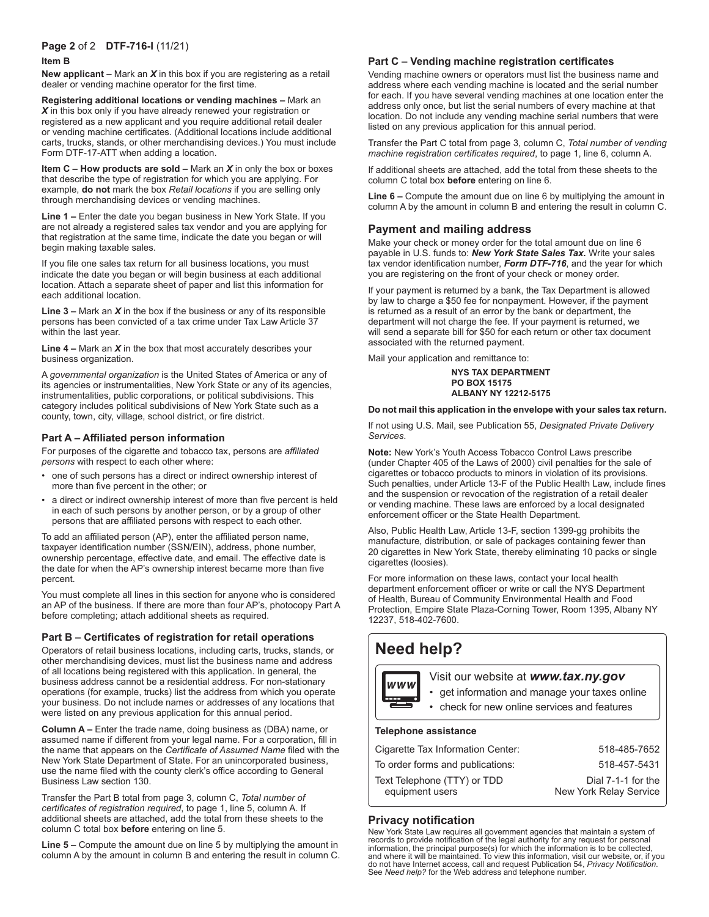**Item B**

**New applicant –** Mark an ***X*** in this box if you are registering as a retail dealer or vending machine operator for the first time.

**Registering additional locations or vending machines –** Mark an ***X*** in this box only if you have already renewed your registration or registered as a new applicant and you require additional retail dealer or vending machine certificates. (Additional locations include additional carts, trucks, stands, or other merchandising devices.) You must include Form DTF-17-ATT when adding a location.

**Item C – How products are sold –** Mark an ***X*** in only the box or boxes that describe the type of registration for which you are applying. For example, **do not** mark the box *Retail locations* if you are selling only through merchandising devices or vending machines.

**Line 1 –** Enter the date you began business in New York State. If you are not already a registered sales tax vendor and you are applying for that registration at the same time, indicate the date you began or will begin making taxable sales.

If you file one sales tax return for all business locations, you must indicate the date you began or will begin business at each additional location. Attach a separate sheet of paper and list this information for each additional location.

**Line 3 –** Mark an ***X*** in the box if the business or any of its responsible persons has been convicted of a tax crime under Tax Law Article 37 within the last year.

**Line 4 –** Mark an ***X*** in the box that most accurately describes your business organization.

A *governmental organization* is the United States of America or any of its agencies or instrumentalities, New York State or any of its agencies, instrumentalities, public corporations, or political subdivisions. This category includes political subdivisions of New York State such as a county, town, city, village, school district, or fire district.

## Part A – Affiliated person information

For purposes of the cigarette and tobacco tax, persons are *affiliated persons* with respect to each other where:

- one of such persons has a direct or indirect ownership interest of more than five percent in the other; or
- a direct or indirect ownership interest of more than five percent is held in each of such persons by another person, or by a group of other persons that are affiliated persons with respect to each other.

To add an affiliated person (AP), enter the affiliated person name, taxpayer identification number (SSN/EIN), address, phone number, ownership percentage, effective date, and email. The effective date is the date for when the AP's ownership interest became more than five percent.

You must complete all lines in this section for anyone who is considered an AP of the business. If there are more than four AP's, photocopy Part A before completing; attach additional sheets as required.

## Part B – Certificates of registration for retail operations

Operators of retail business locations, including carts, trucks, stands, or other merchandising devices, must list the business name and address of all locations being registered with this application. In general, the business address cannot be a residential address. For non-stationary operations (for example, trucks) list the address from which you operate your business. Do not include names or addresses of any locations that were listed on any previous application for this annual period.

**Column A –** Enter the trade name, doing business as (DBA) name, or assumed name if different from your legal name. For a corporation, fill in the name that appears on the *Certificate of Assumed Name* filed with the New York State Department of State. For an unincorporated business, use the name filed with the county clerk's office according to General Business Law section 130.

Transfer the Part B total from page 3, column C, *Total number of certificates of registration required*, to page 1, line 5, column A. If additional sheets are attached, add the total from these sheets to the column C total box **before** entering on line 5.

**Line 5 –** Compute the amount due on line 5 by multiplying the amount in column A by the amount in column B and entering the result in column C.

## Part C – Vending machine registration certificates

Vending machine owners or operators must list the business name and address where each vending machine is located and the serial number for each. If you have several vending machines at one location enter the address only once, but list the serial numbers of every machine at that location. Do not include any vending machine serial numbers that were listed on any previous application for this annual period.

Transfer the Part C total from page 3, column C, *Total number of vending machine registration certificates required*, to page 1, line 6, column A.

If additional sheets are attached, add the total from these sheets to the column C total box **before** entering on line 6.

**Line 6 –** Compute the amount due on line 6 by multiplying the amount in column A by the amount in column B and entering the result in column C.

## Payment and mailing address

Make your check or money order for the total amount due on line 6 payable in U.S. funds to: ***New York State Sales Tax.*** Write your sales tax vendor identification number, ***Form DTF-716***, and the year for which you are registering on the front of your check or money order.

If your payment is returned by a bank, the Tax Department is allowed by law to charge a $50 fee for nonpayment. However, if the payment is returned as a result of an error by the bank or department, the department will not charge the fee. If your payment is returned, we will send a separate bill for $50 for each return or other tax document associated with the returned payment.

Mail your application and remittance to:

**NYS TAX DEPARTMENT**
**PO BOX 15175**
**ALBANY NY 12212-5175**

**Do not mail this application in the envelope with your sales tax return.**

If not using U.S. Mail, see Publication 55, *Designated Private Delivery Services*.

**Note:** New York's Youth Access Tobacco Control Laws prescribe (under Chapter 405 of the Laws of 2000) civil penalties for the sale of cigarettes or tobacco products to minors in violation of its provisions. Such penalties, under Article 13-F of the Public Health Law, include fines and the suspension or revocation of the registration of a retail dealer or vending machine. These laws are enforced by a local designated enforcement officer or the State Health Department.

Also, Public Health Law, Article 13-F, section 1399-gg prohibits the manufacture, distribution, or sale of packages containing fewer than 20 cigarettes in New York State, thereby eliminating 10 packs or single cigarettes (loosies).

For more information on these laws, contact your local health department enforcement officer or write or call the NYS Department of Health, Bureau of Community Environmental Health and Food Protection, Empire State Plaza-Corning Tower, Room 1395, Albany NY 12237, 518-402-7600.

## Need help?

Visit our website at ***www.tax.ny.gov***

- get information and manage your taxes online
- check for new online services and features

**Telephone assistance**

| | |
|---|---|
| Cigarette Tax Information Center: | 518-485-7652 |
| To order forms and publications: | 518-457-5431 |
| Text Telephone (TTY) or TDD equipment users | Dial 7-1-1 for the New York Relay Service |

## Privacy notification

New York State Law requires all government agencies that maintain a system of records to provide notification of the legal authority for any request for personal information, the principal purpose(s) for which the information is to be collected, and where it will be maintained. To view this information, visit our website, or, if you do not have Internet access, call and request Publication 54, *Privacy Notification.* See *Need help?* for the Web address and telephone number.